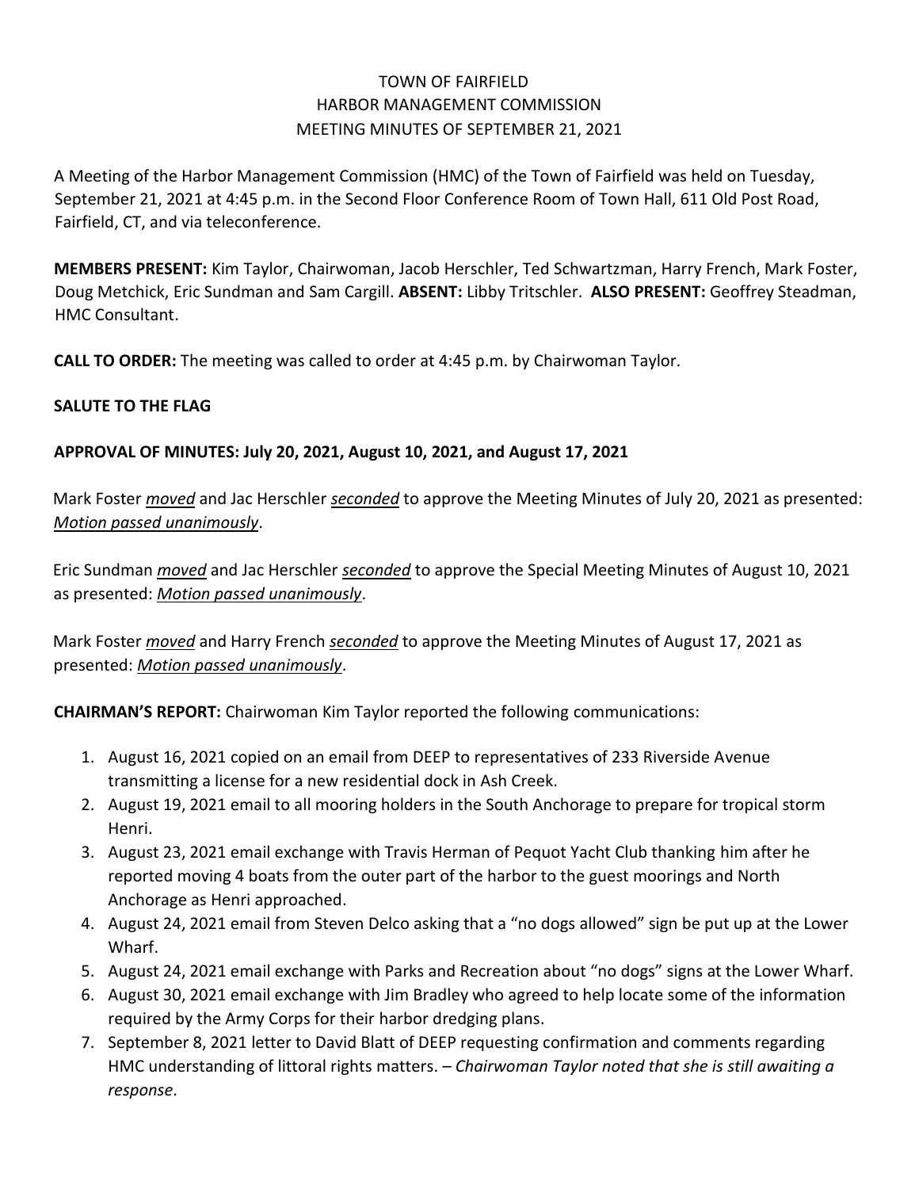# TOWN OF FAIRFIELD
## HARBOR MANAGEMENT COMMISSION
## MEETING MINUTES OF SEPTEMBER 21, 2021

A Meeting of the Harbor Management Commission (HMC) of the Town of Fairfield was held on Tuesday, September 21, 2021 at 4:45 p.m. in the Second Floor Conference Room of Town Hall, 611 Old Post Road, Fairfield, CT, and via teleconference.

**MEMBERS PRESENT:** Kim Taylor, Chairwoman, Jacob Herschler, Ted Schwartzman, Harry French, Mark Foster, Doug Metchick, Eric Sundman and Sam Cargill. **ABSENT:** Libby Tritschler. **ALSO PRESENT:** Geoffrey Steadman, HMC Consultant.

**CALL TO ORDER:** The meeting was called to order at 4:45 p.m. by Chairwoman Taylor.

**SALUTE TO THE FLAG**

**APPROVAL OF MINUTES: July 20, 2021, August 10, 2021, and August 17, 2021**

Mark Foster ***moved*** and Jac Herschler ***seconded*** to approve the Meeting Minutes of July 20, 2021 as presented: ***Motion passed unanimously***.

Eric Sundman ***moved*** and Jac Herschler ***seconded*** to approve the Special Meeting Minutes of August 10, 2021 as presented: ***Motion passed unanimously***.

Mark Foster ***moved*** and Harry French ***seconded*** to approve the Meeting Minutes of August 17, 2021 as presented: ***Motion passed unanimously***.

**CHAIRMAN'S REPORT:** Chairwoman Kim Taylor reported the following communications:

1. August 16, 2021 copied on an email from DEEP to representatives of 233 Riverside Avenue transmitting a license for a new residential dock in Ash Creek.
2. August 19, 2021 email to all mooring holders in the South Anchorage to prepare for tropical storm Henri.
3. August 23, 2021 email exchange with Travis Herman of Pequot Yacht Club thanking him after he reported moving 4 boats from the outer part of the harbor to the guest moorings and North Anchorage as Henri approached.
4. August 24, 2021 email from Steven Delco asking that a "no dogs allowed" sign be put up at the Lower Wharf.
5. August 24, 2021 email exchange with Parks and Recreation about "no dogs" signs at the Lower Wharf.
6. August 30, 2021 email exchange with Jim Bradley who agreed to help locate some of the information required by the Army Corps for their harbor dredging plans.
7. September 8, 2021 letter to David Blatt of DEEP requesting confirmation and comments regarding HMC understanding of littoral rights matters. – *Chairwoman Taylor noted that she is still awaiting a response*.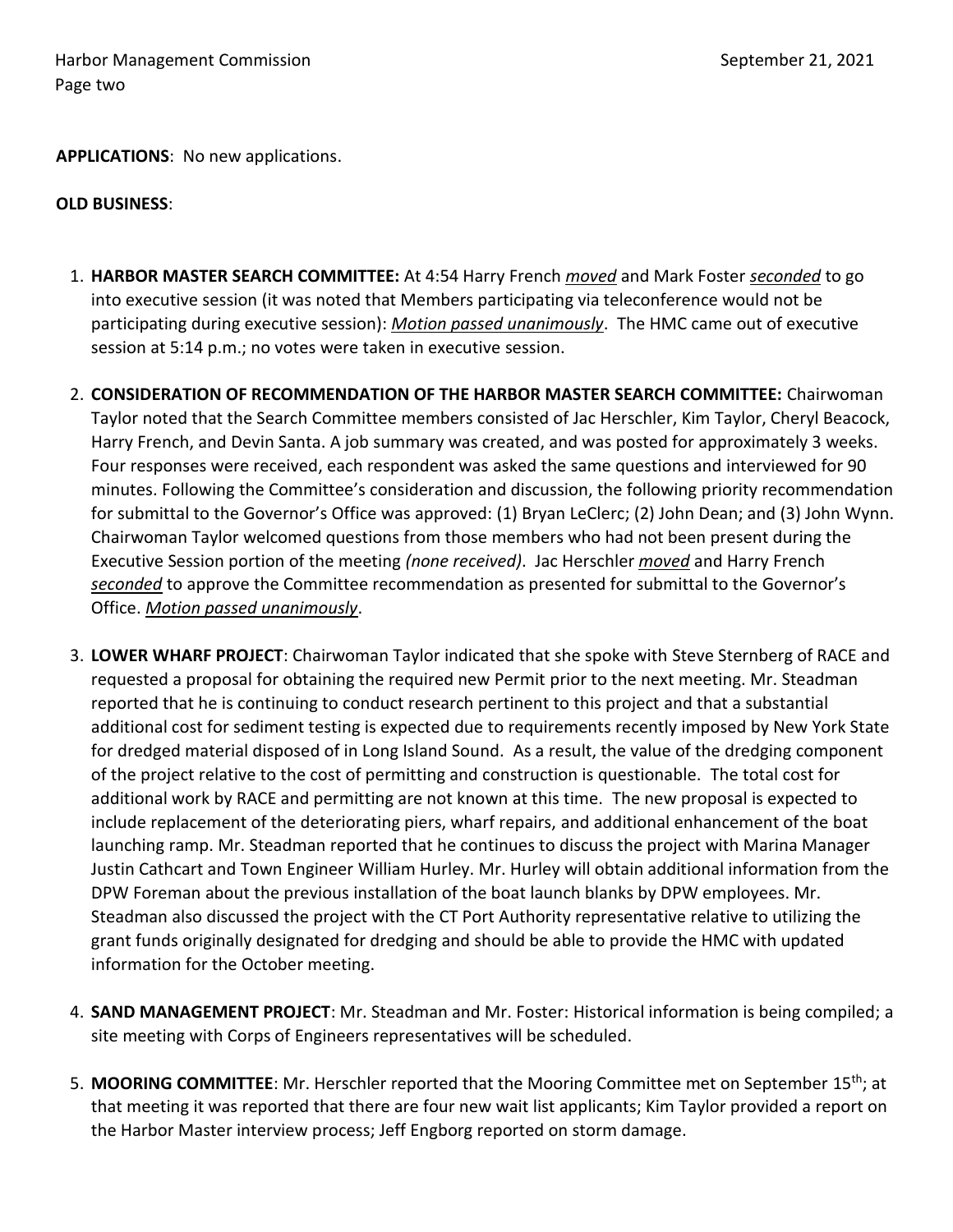**APPLICATIONS**: No new applications.

**OLD BUSINESS**:

1. **HARBOR MASTER SEARCH COMMITTEE:** At 4:54 Harry French *moved* and Mark Foster *seconded* to go into executive session (it was noted that Members participating via teleconference would not be participating during executive session): *Motion passed unanimously*. The HMC came out of executive session at 5:14 p.m.; no votes were taken in executive session.

2. **CONSIDERATION OF RECOMMENDATION OF THE HARBOR MASTER SEARCH COMMITTEE:** Chairwoman Taylor noted that the Search Committee members consisted of Jac Herschler, Kim Taylor, Cheryl Beacock, Harry French, and Devin Santa. A job summary was created, and was posted for approximately 3 weeks. Four responses were received, each respondent was asked the same questions and interviewed for 90 minutes. Following the Committee's consideration and discussion, the following priority recommendation for submittal to the Governor's Office was approved: (1) Bryan LeClerc; (2) John Dean; and (3) John Wynn. Chairwoman Taylor welcomed questions from those members who had not been present during the Executive Session portion of the meeting *(none received)*. Jac Herschler *moved* and Harry French *seconded* to approve the Committee recommendation as presented for submittal to the Governor's Office. *Motion passed unanimously*.

3. **LOWER WHARF PROJECT**: Chairwoman Taylor indicated that she spoke with Steve Sternberg of RACE and requested a proposal for obtaining the required new Permit prior to the next meeting. Mr. Steadman reported that he is continuing to conduct research pertinent to this project and that a substantial additional cost for sediment testing is expected due to requirements recently imposed by New York State for dredged material disposed of in Long Island Sound. As a result, the value of the dredging component of the project relative to the cost of permitting and construction is questionable. The total cost for additional work by RACE and permitting are not known at this time. The new proposal is expected to include replacement of the deteriorating piers, wharf repairs, and additional enhancement of the boat launching ramp. Mr. Steadman reported that he continues to discuss the project with Marina Manager Justin Cathcart and Town Engineer William Hurley. Mr. Hurley will obtain additional information from the DPW Foreman about the previous installation of the boat launch blanks by DPW employees. Mr. Steadman also discussed the project with the CT Port Authority representative relative to utilizing the grant funds originally designated for dredging and should be able to provide the HMC with updated information for the October meeting.

4. **SAND MANAGEMENT PROJECT**: Mr. Steadman and Mr. Foster: Historical information is being compiled; a site meeting with Corps of Engineers representatives will be scheduled.

5. **MOORING COMMITTEE**: Mr. Herschler reported that the Mooring Committee met on September 15th; at that meeting it was reported that there are four new wait list applicants; Kim Taylor provided a report on the Harbor Master interview process; Jeff Engborg reported on storm damage.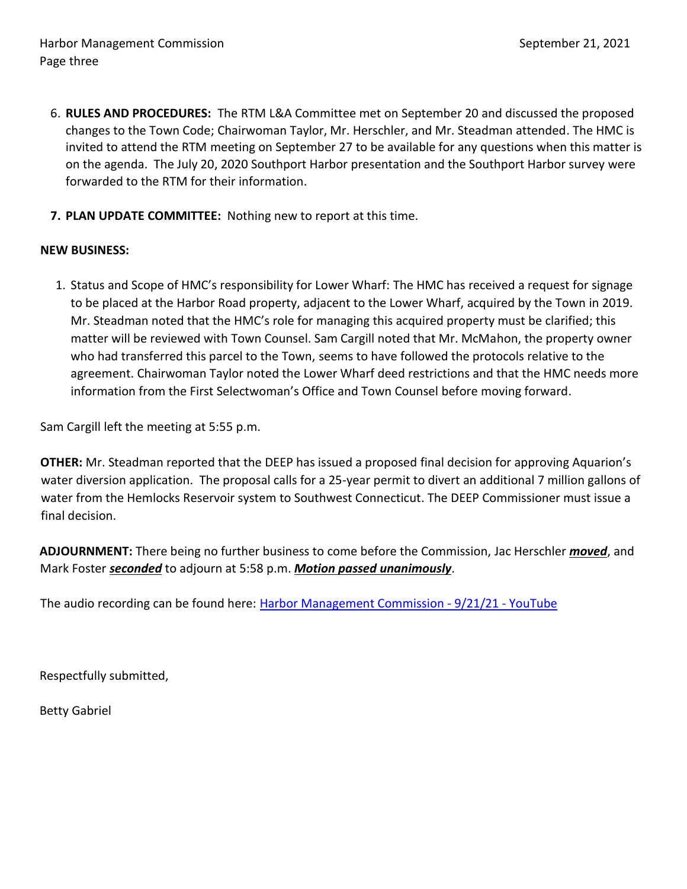6. **RULES AND PROCEDURES:** The RTM L&A Committee met on September 20 and discussed the proposed changes to the Town Code; Chairwoman Taylor, Mr. Herschler, and Mr. Steadman attended. The HMC is invited to attend the RTM meeting on September 27 to be available for any questions when this matter is on the agenda. The July 20, 2020 Southport Harbor presentation and the Southport Harbor survey were forwarded to the RTM for their information.

7. **PLAN UPDATE COMMITTEE:** Nothing new to report at this time.

**NEW BUSINESS:**

1. Status and Scope of HMC's responsibility for Lower Wharf: The HMC has received a request for signage to be placed at the Harbor Road property, adjacent to the Lower Wharf, acquired by the Town in 2019. Mr. Steadman noted that the HMC's role for managing this acquired property must be clarified; this matter will be reviewed with Town Counsel. Sam Cargill noted that Mr. McMahon, the property owner who had transferred this parcel to the Town, seems to have followed the protocols relative to the agreement. Chairwoman Taylor noted the Lower Wharf deed restrictions and that the HMC needs more information from the First Selectwoman's Office and Town Counsel before moving forward.

Sam Cargill left the meeting at 5:55 p.m.

**OTHER:** Mr. Steadman reported that the DEEP has issued a proposed final decision for approving Aquarion's water diversion application. The proposal calls for a 25-year permit to divert an additional 7 million gallons of water from the Hemlocks Reservoir system to Southwest Connecticut. The DEEP Commissioner must issue a final decision.

**ADJOURNMENT:** There being no further business to come before the Commission, Jac Herschler ***moved***, and Mark Foster ***seconded*** to adjourn at 5:58 p.m. ***Motion passed unanimously***.

The audio recording can be found here: [Harbor Management Commission - 9/21/21 - YouTube]

Respectfully submitted,

Betty Gabriel